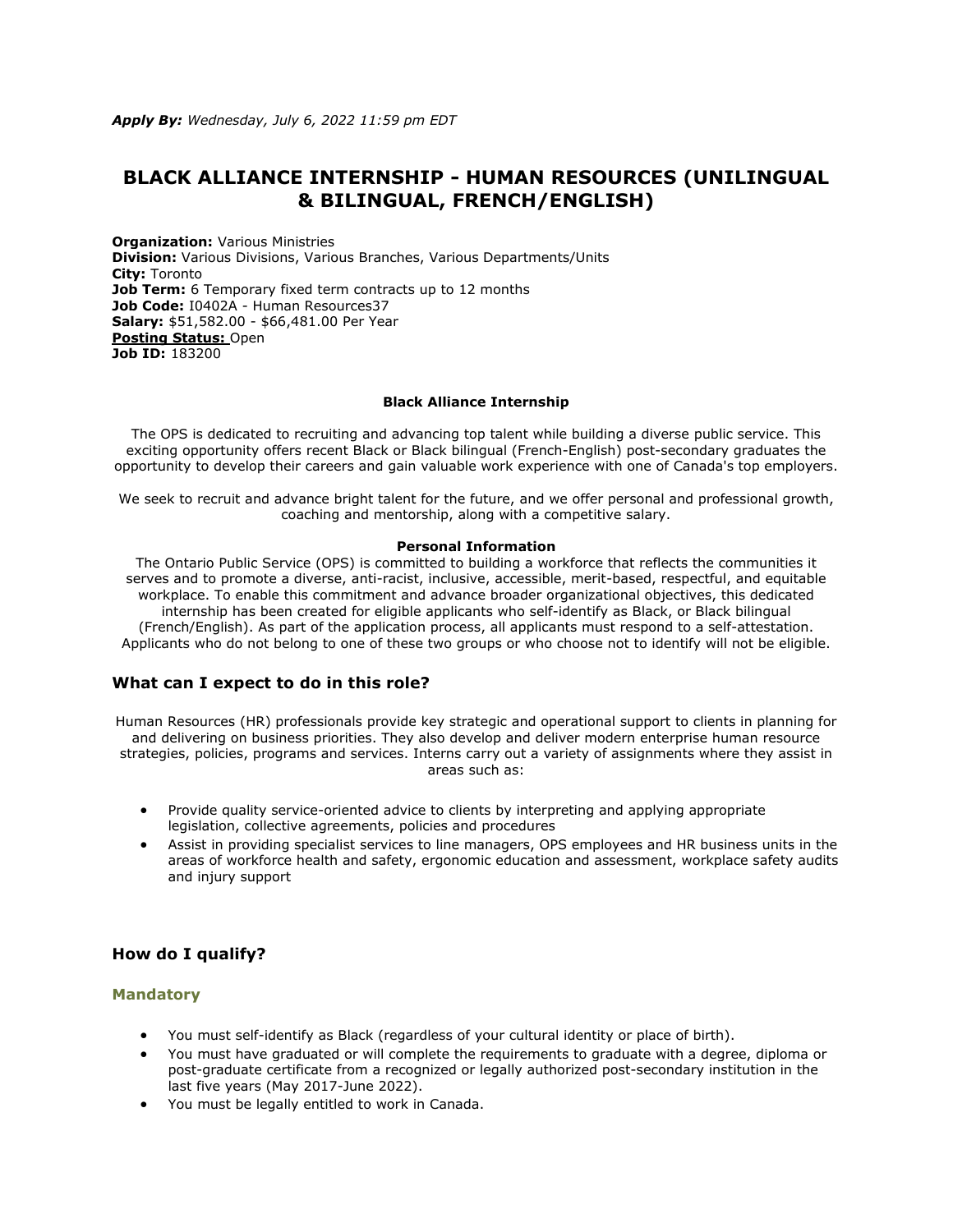***Apply By:*** *Wednesday, July 6, 2022 11:59 pm EDT*

# BLACK ALLIANCE INTERNSHIP - HUMAN RESOURCES (UNILINGUAL & BILINGUAL, FRENCH/ENGLISH)

**Organization:** Various Ministries
**Division:** Various Divisions, Various Branches, Various Departments/Units
**City:** Toronto
**Job Term:** 6 Temporary fixed term contracts up to 12 months
**Job Code:** I0402A - Human Resources37
**Salary:** $51,582.00 - $66,481.00 Per Year
**Posting Status:** Open
**Job ID:** 183200

**Black Alliance Internship**

The OPS is dedicated to recruiting and advancing top talent while building a diverse public service. This exciting opportunity offers recent Black or Black bilingual (French-English) post-secondary graduates the opportunity to develop their careers and gain valuable work experience with one of Canada's top employers.

We seek to recruit and advance bright talent for the future, and we offer personal and professional growth, coaching and mentorship, along with a competitive salary.

**Personal Information**

The Ontario Public Service (OPS) is committed to building a workforce that reflects the communities it serves and to promote a diverse, anti-racist, inclusive, accessible, merit-based, respectful, and equitable workplace. To enable this commitment and advance broader organizational objectives, this dedicated internship has been created for eligible applicants who self-identify as Black, or Black bilingual (French/English). As part of the application process, all applicants must respond to a self-attestation. Applicants who do not belong to one of these two groups or who choose not to identify will not be eligible.

## What can I expect to do in this role?

Human Resources (HR) professionals provide key strategic and operational support to clients in planning for and delivering on business priorities. They also develop and deliver modern enterprise human resource strategies, policies, programs and services. Interns carry out a variety of assignments where they assist in areas such as:

- Provide quality service-oriented advice to clients by interpreting and applying appropriate legislation, collective agreements, policies and procedures
- Assist in providing specialist services to line managers, OPS employees and HR business units in the areas of workforce health and safety, ergonomic education and assessment, workplace safety audits and injury support

## How do I qualify?

### Mandatory

- You must self-identify as Black (regardless of your cultural identity or place of birth).
- You must have graduated or will complete the requirements to graduate with a degree, diploma or post-graduate certificate from a recognized or legally authorized post-secondary institution in the last five years (May 2017-June 2022).
- You must be legally entitled to work in Canada.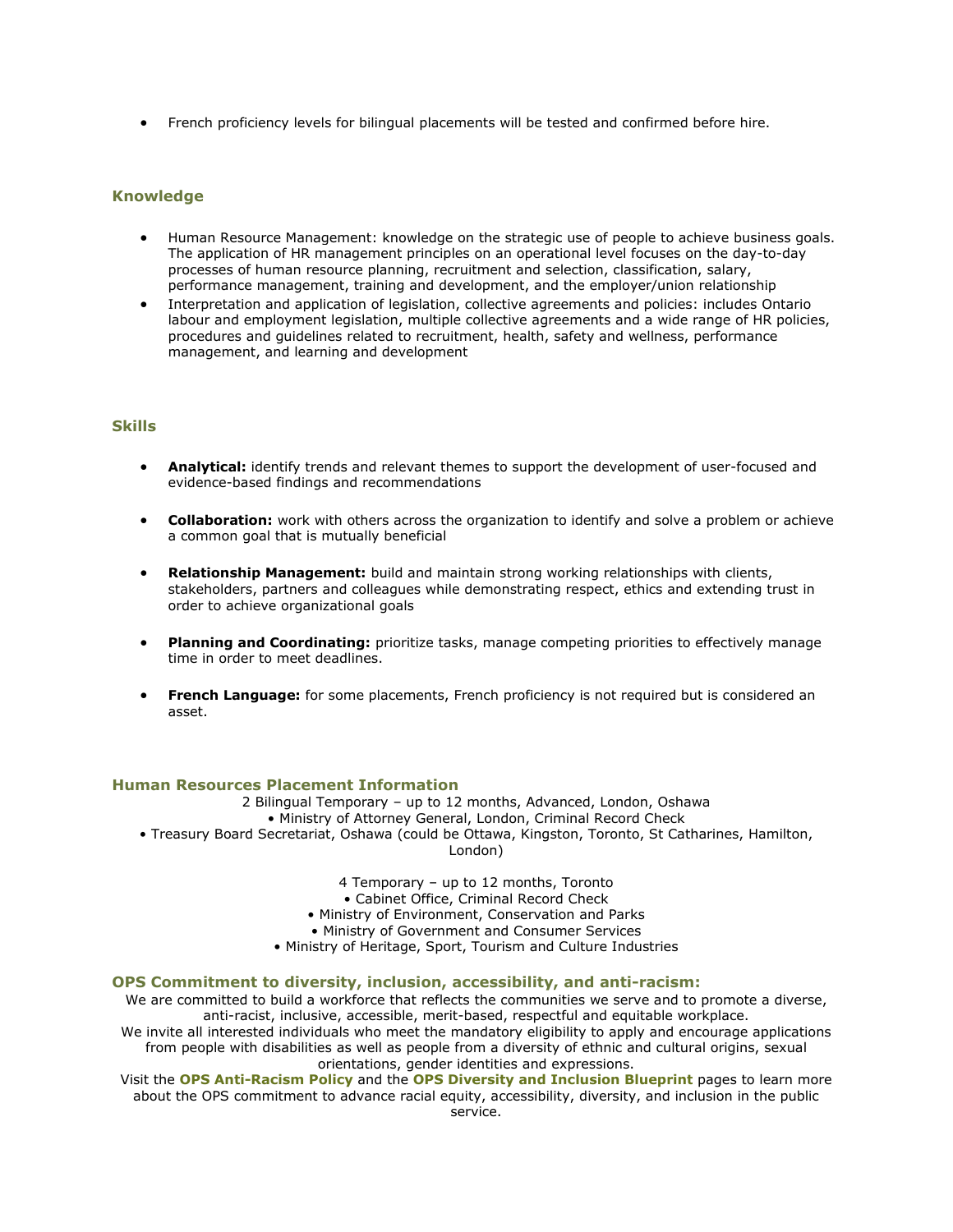- French proficiency levels for bilingual placements will be tested and confirmed before hire.

## Knowledge

- Human Resource Management: knowledge on the strategic use of people to achieve business goals. The application of HR management principles on an operational level focuses on the day-to-day processes of human resource planning, recruitment and selection, classification, salary, performance management, training and development, and the employer/union relationship
- Interpretation and application of legislation, collective agreements and policies: includes Ontario labour and employment legislation, multiple collective agreements and a wide range of HR policies, procedures and guidelines related to recruitment, health, safety and wellness, performance management, and learning and development

## Skills

- **Analytical:** identify trends and relevant themes to support the development of user-focused and evidence-based findings and recommendations
- **Collaboration:** work with others across the organization to identify and solve a problem or achieve a common goal that is mutually beneficial
- **Relationship Management:** build and maintain strong working relationships with clients, stakeholders, partners and colleagues while demonstrating respect, ethics and extending trust in order to achieve organizational goals
- **Planning and Coordinating:** prioritize tasks, manage competing priorities to effectively manage time in order to meet deadlines.
- **French Language:** for some placements, French proficiency is not required but is considered an asset.

## Human Resources Placement Information

2 Bilingual Temporary – up to 12 months, Advanced, London, Oshawa

- Ministry of Attorney General, London, Criminal Record Check
- Treasury Board Secretariat, Oshawa (could be Ottawa, Kingston, Toronto, St Catharines, Hamilton, London)

4 Temporary – up to 12 months, Toronto

- Cabinet Office, Criminal Record Check
- Ministry of Environment, Conservation and Parks
- Ministry of Government and Consumer Services
- Ministry of Heritage, Sport, Tourism and Culture Industries

## OPS Commitment to diversity, inclusion, accessibility, and anti-racism:

We are committed to build a workforce that reflects the communities we serve and to promote a diverse, anti-racist, inclusive, accessible, merit-based, respectful and equitable workplace.

We invite all interested individuals who meet the mandatory eligibility to apply and encourage applications from people with disabilities as well as people from a diversity of ethnic and cultural origins, sexual orientations, gender identities and expressions.

Visit the **OPS Anti-Racism Policy** and the **OPS Diversity and Inclusion Blueprint** pages to learn more about the OPS commitment to advance racial equity, accessibility, diversity, and inclusion in the public service.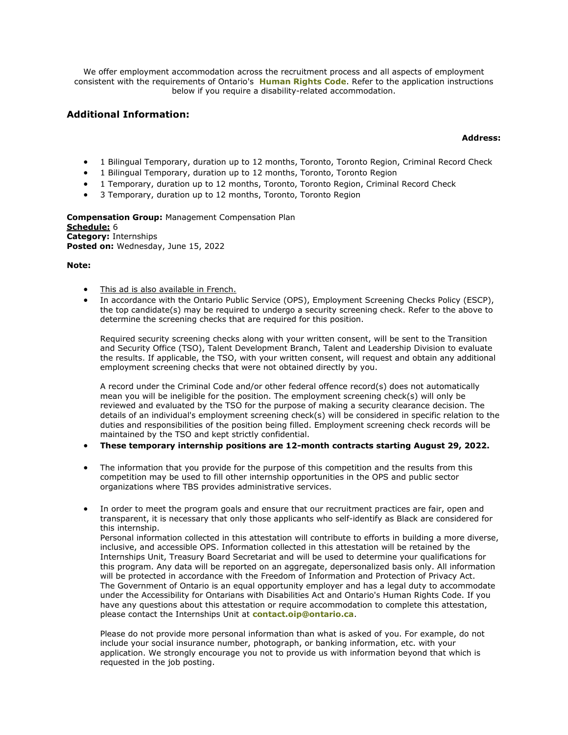We offer employment accommodation across the recruitment process and all aspects of employment consistent with the requirements of Ontario's **Human Rights Code**. Refer to the application instructions below if you require a disability-related accommodation.

## Additional Information:

**Address:**

- 1 Bilingual Temporary, duration up to 12 months, Toronto, Toronto Region, Criminal Record Check
- 1 Bilingual Temporary, duration up to 12 months, Toronto, Toronto Region
- 1 Temporary, duration up to 12 months, Toronto, Toronto Region, Criminal Record Check
- 3 Temporary, duration up to 12 months, Toronto, Toronto Region

**Compensation Group:** Management Compensation Plan
**Schedule:** 6
**Category:** Internships
**Posted on:** Wednesday, June 15, 2022

**Note:**

- This ad is also available in French.
- In accordance with the Ontario Public Service (OPS), Employment Screening Checks Policy (ESCP), the top candidate(s) may be required to undergo a security screening check. Refer to the above to determine the screening checks that are required for this position.

  Required security screening checks along with your written consent, will be sent to the Transition and Security Office (TSO), Talent Development Branch, Talent and Leadership Division to evaluate the results. If applicable, the TSO, with your written consent, will request and obtain any additional employment screening checks that were not obtained directly by you.

  A record under the Criminal Code and/or other federal offence record(s) does not automatically mean you will be ineligible for the position. The employment screening check(s) will only be reviewed and evaluated by the TSO for the purpose of making a security clearance decision. The details of an individual's employment screening check(s) will be considered in specific relation to the duties and responsibilities of the position being filled. Employment screening check records will be maintained by the TSO and kept strictly confidential.
- **These temporary internship positions are 12-month contracts starting August 29, 2022.**

- The information that you provide for the purpose of this competition and the results from this competition may be used to fill other internship opportunities in the OPS and public sector organizations where TBS provides administrative services.

- In order to meet the program goals and ensure that our recruitment practices are fair, open and transparent, it is necessary that only those applicants who self-identify as Black are considered for this internship.
  Personal information collected in this attestation will contribute to efforts in building a more diverse, inclusive, and accessible OPS. Information collected in this attestation will be retained by the Internships Unit, Treasury Board Secretariat and will be used to determine your qualifications for this program. Any data will be reported on an aggregate, depersonalized basis only. All information will be protected in accordance with the Freedom of Information and Protection of Privacy Act.
  The Government of Ontario is an equal opportunity employer and has a legal duty to accommodate under the Accessibility for Ontarians with Disabilities Act and Ontario's Human Rights Code. If you have any questions about this attestation or require accommodation to complete this attestation, please contact the Internships Unit at **contact.oip@ontario.ca**.

  Please do not provide more personal information than what is asked of you. For example, do not include your social insurance number, photograph, or banking information, etc. with your application. We strongly encourage you not to provide us with information beyond that which is requested in the job posting.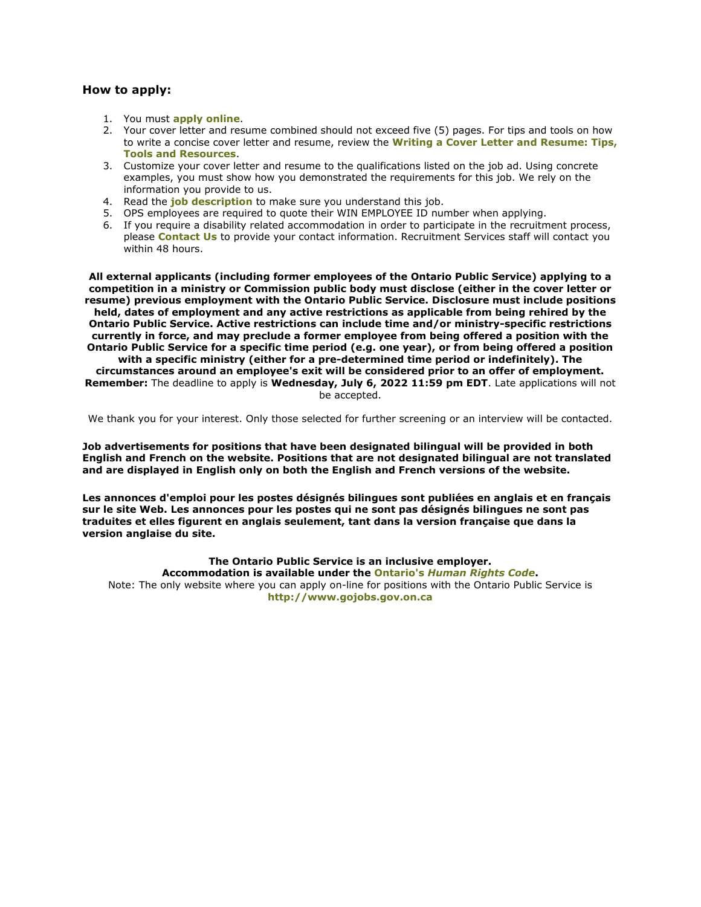### How to apply:

1. You must **apply online**.
2. Your cover letter and resume combined should not exceed five (5) pages. For tips and tools on how to write a concise cover letter and resume, review the **Writing a Cover Letter and Resume: Tips, Tools and Resources**.
3. Customize your cover letter and resume to the qualifications listed on the job ad. Using concrete examples, you must show how you demonstrated the requirements for this job. We rely on the information you provide to us.
4. Read the **job description** to make sure you understand this job.
5. OPS employees are required to quote their WIN EMPLOYEE ID number when applying.
6. If you require a disability related accommodation in order to participate in the recruitment process, please **Contact Us** to provide your contact information. Recruitment Services staff will contact you within 48 hours.

**All external applicants (including former employees of the Ontario Public Service) applying to a competition in a ministry or Commission public body must disclose (either in the cover letter or resume) previous employment with the Ontario Public Service. Disclosure must include positions held, dates of employment and any active restrictions as applicable from being rehired by the Ontario Public Service. Active restrictions can include time and/or ministry-specific restrictions currently in force, and may preclude a former employee from being offered a position with the Ontario Public Service for a specific time period (e.g. one year), or from being offered a position with a specific ministry (either for a pre-determined time period or indefinitely). The circumstances around an employee's exit will be considered prior to an offer of employment.**
**Remember:** The deadline to apply is **Wednesday, July 6, 2022 11:59 pm EDT**. Late applications will not be accepted.

We thank you for your interest. Only those selected for further screening or an interview will be contacted.

**Job advertisements for positions that have been designated bilingual will be provided in both English and French on the website. Positions that are not designated bilingual are not translated and are displayed in English only on both the English and French versions of the website.**

**Les annonces d'emploi pour les postes désignés bilingues sont publiées en anglais et en français sur le site Web. Les annonces pour les postes qui ne sont pas désignés bilingues ne sont pas traduites et elles figurent en anglais seulement, tant dans la version française que dans la version anglaise du site.**

**The Ontario Public Service is an inclusive employer.**
**Accommodation is available under the Ontario's *Human Rights Code*.**
Note: The only website where you can apply on-line for positions with the Ontario Public Service is **http://www.gojobs.gov.on.ca**